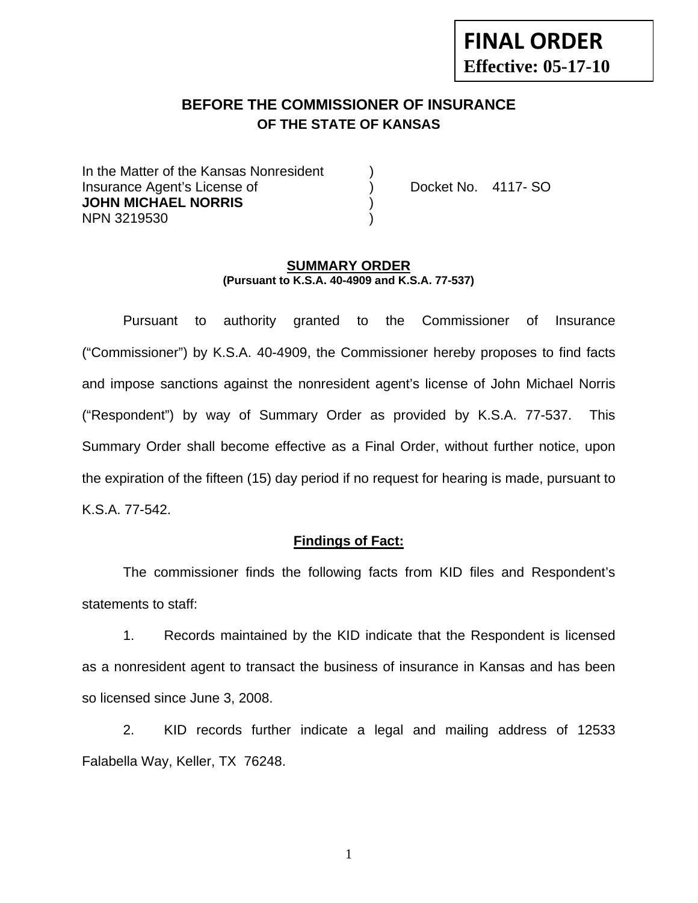**FINAL ORDER**
**Effective: 05-17-10**

## BEFORE THE COMMISSIONER OF INSURANCE
### OF THE STATE OF KANSAS

In the Matter of the Kansas Nonresident )
Insurance Agent's License of ) Docket No. 4117- SO
**JOHN MICHAEL NORRIS** )
NPN 3219530 )

### SUMMARY ORDER
**(Pursuant to K.S.A. 40-4909 and K.S.A. 77-537)**

Pursuant to authority granted to the Commissioner of Insurance ("Commissioner") by K.S.A. 40-4909, the Commissioner hereby proposes to find facts and impose sanctions against the nonresident agent's license of John Michael Norris ("Respondent") by way of Summary Order as provided by K.S.A. 77-537. This Summary Order shall become effective as a Final Order, without further notice, upon the expiration of the fifteen (15) day period if no request for hearing is made, pursuant to K.S.A. 77-542.

**Findings of Fact:**

The commissioner finds the following facts from KID files and Respondent's statements to staff:

1. Records maintained by the KID indicate that the Respondent is licensed as a nonresident agent to transact the business of insurance in Kansas and has been so licensed since June 3, 2008.

2. KID records further indicate a legal and mailing address of 12533 Falabella Way, Keller, TX 76248.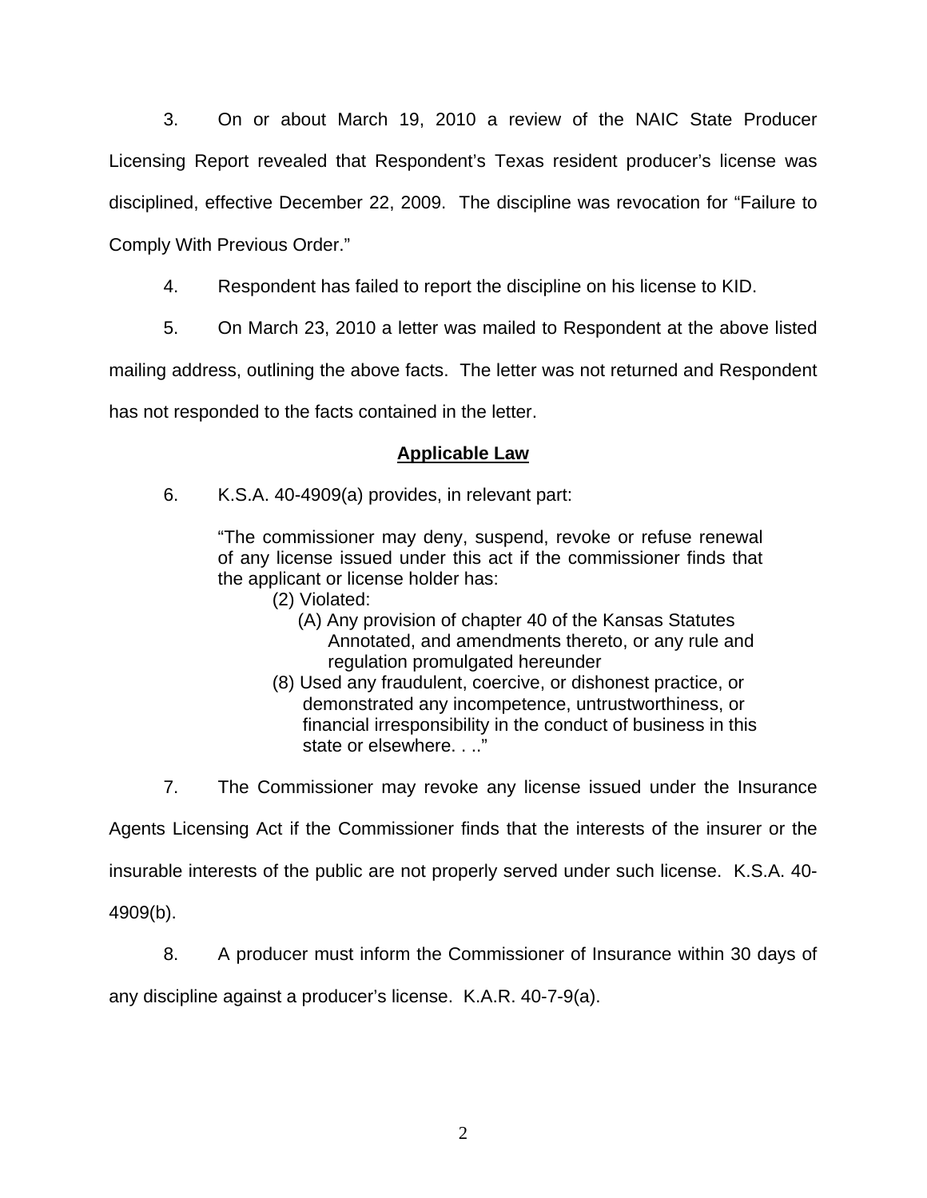3. On or about March 19, 2010 a review of the NAIC State Producer Licensing Report revealed that Respondent's Texas resident producer's license was disciplined, effective December 22, 2009. The discipline was revocation for "Failure to Comply With Previous Order."

4. Respondent has failed to report the discipline on his license to KID.

5. On March 23, 2010 a letter was mailed to Respondent at the above listed mailing address, outlining the above facts. The letter was not returned and Respondent has not responded to the facts contained in the letter.

## Applicable Law

6. K.S.A. 40-4909(a) provides, in relevant part:

> "The commissioner may deny, suspend, revoke or refuse renewal of any license issued under this act if the commissioner finds that the applicant or license holder has:
>
> (2) Violated:
>
> (A) Any provision of chapter 40 of the Kansas Statutes Annotated, and amendments thereto, or any rule and regulation promulgated hereunder
>
> (8) Used any fraudulent, coercive, or dishonest practice, or demonstrated any incompetence, untrustworthiness, or financial irresponsibility in the conduct of business in this state or elsewhere. . .."

7. The Commissioner may revoke any license issued under the Insurance Agents Licensing Act if the Commissioner finds that the interests of the insurer or the insurable interests of the public are not properly served under such license. K.S.A. 40-4909(b).

8. A producer must inform the Commissioner of Insurance within 30 days of any discipline against a producer's license. K.A.R. 40-7-9(a).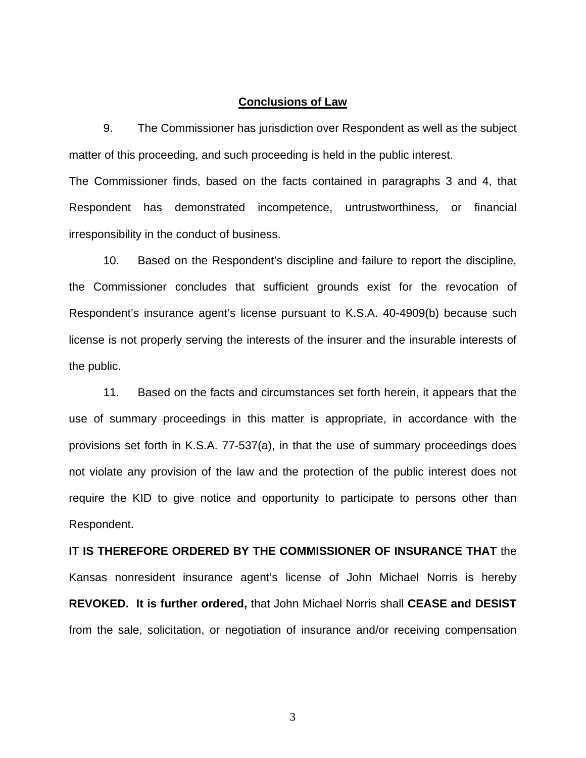## Conclusions of Law

9. The Commissioner has jurisdiction over Respondent as well as the subject matter of this proceeding, and such proceeding is held in the public interest.

The Commissioner finds, based on the facts contained in paragraphs 3 and 4, that Respondent has demonstrated incompetence, untrustworthiness, or financial irresponsibility in the conduct of business.

10. Based on the Respondent's discipline and failure to report the discipline, the Commissioner concludes that sufficient grounds exist for the revocation of Respondent's insurance agent's license pursuant to K.S.A. 40-4909(b) because such license is not properly serving the interests of the insurer and the insurable interests of the public.

11. Based on the facts and circumstances set forth herein, it appears that the use of summary proceedings in this matter is appropriate, in accordance with the provisions set forth in K.S.A. 77-537(a), in that the use of summary proceedings does not violate any provision of the law and the protection of the public interest does not require the KID to give notice and opportunity to participate to persons other than Respondent.

**IT IS THEREFORE ORDERED BY THE COMMISSIONER OF INSURANCE THAT** the Kansas nonresident insurance agent's license of John Michael Norris is hereby **REVOKED. It is further ordered,** that John Michael Norris shall **CEASE and DESIST** from the sale, solicitation, or negotiation of insurance and/or receiving compensation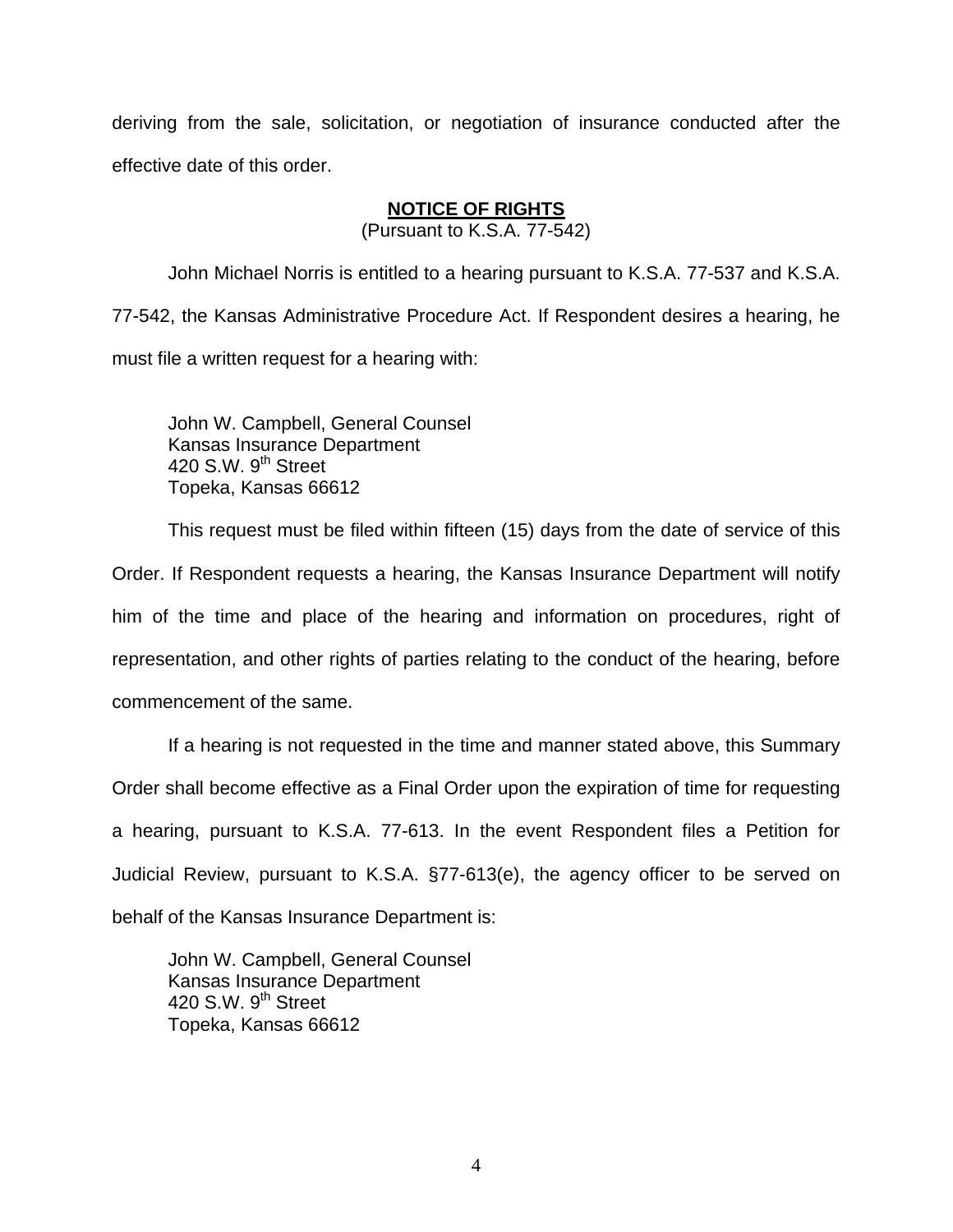deriving from the sale, solicitation, or negotiation of insurance conducted after the effective date of this order.

**NOTICE OF RIGHTS**

(Pursuant to K.S.A. 77-542)

John Michael Norris is entitled to a hearing pursuant to K.S.A. 77-537 and K.S.A. 77-542, the Kansas Administrative Procedure Act. If Respondent desires a hearing, he must file a written request for a hearing with:

John W. Campbell, General Counsel
Kansas Insurance Department
420 S.W. 9th Street
Topeka, Kansas 66612

This request must be filed within fifteen (15) days from the date of service of this Order. If Respondent requests a hearing, the Kansas Insurance Department will notify him of the time and place of the hearing and information on procedures, right of representation, and other rights of parties relating to the conduct of the hearing, before commencement of the same.

If a hearing is not requested in the time and manner stated above, this Summary Order shall become effective as a Final Order upon the expiration of time for requesting a hearing, pursuant to K.S.A. 77-613. In the event Respondent files a Petition for Judicial Review, pursuant to K.S.A. §77-613(e), the agency officer to be served on behalf of the Kansas Insurance Department is:

John W. Campbell, General Counsel
Kansas Insurance Department
420 S.W. 9th Street
Topeka, Kansas 66612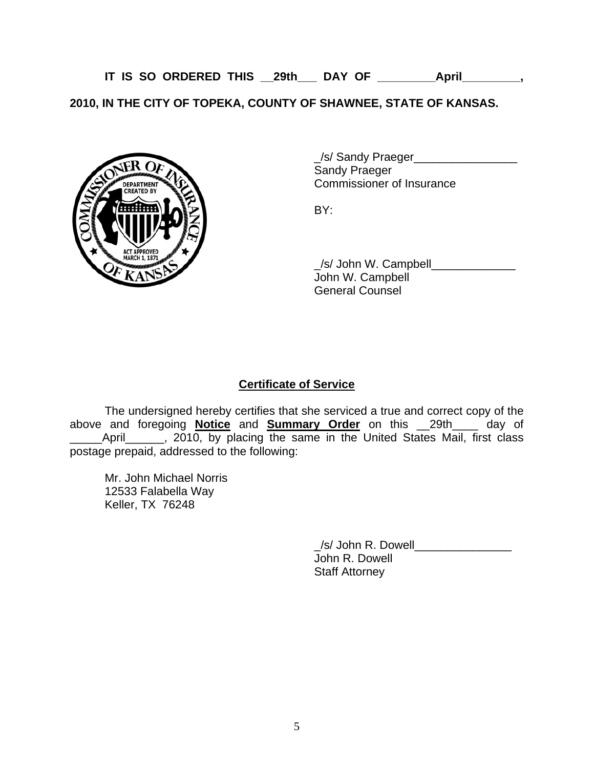**IT IS SO ORDERED THIS __29th___ DAY OF _________April_________, 2010, IN THE CITY OF TOPEKA, COUNTY OF SHAWNEE, STATE OF KANSAS.**

_/s/ Sandy Praeger________________
Sandy Praeger
Commissioner of Insurance

BY:

_/s/ John W. Campbell_____________
John W. Campbell
General Counsel

## Certificate of Service

The undersigned hereby certifies that she serviced a true and correct copy of the above and foregoing **Notice** and **Summary Order** on this __29th____ day of _____April______, 2010, by placing the same in the United States Mail, first class postage prepaid, addressed to the following:

Mr. John Michael Norris
12533 Falabella Way
Keller, TX 76248

_/s/ John R. Dowell_______________
John R. Dowell
Staff Attorney